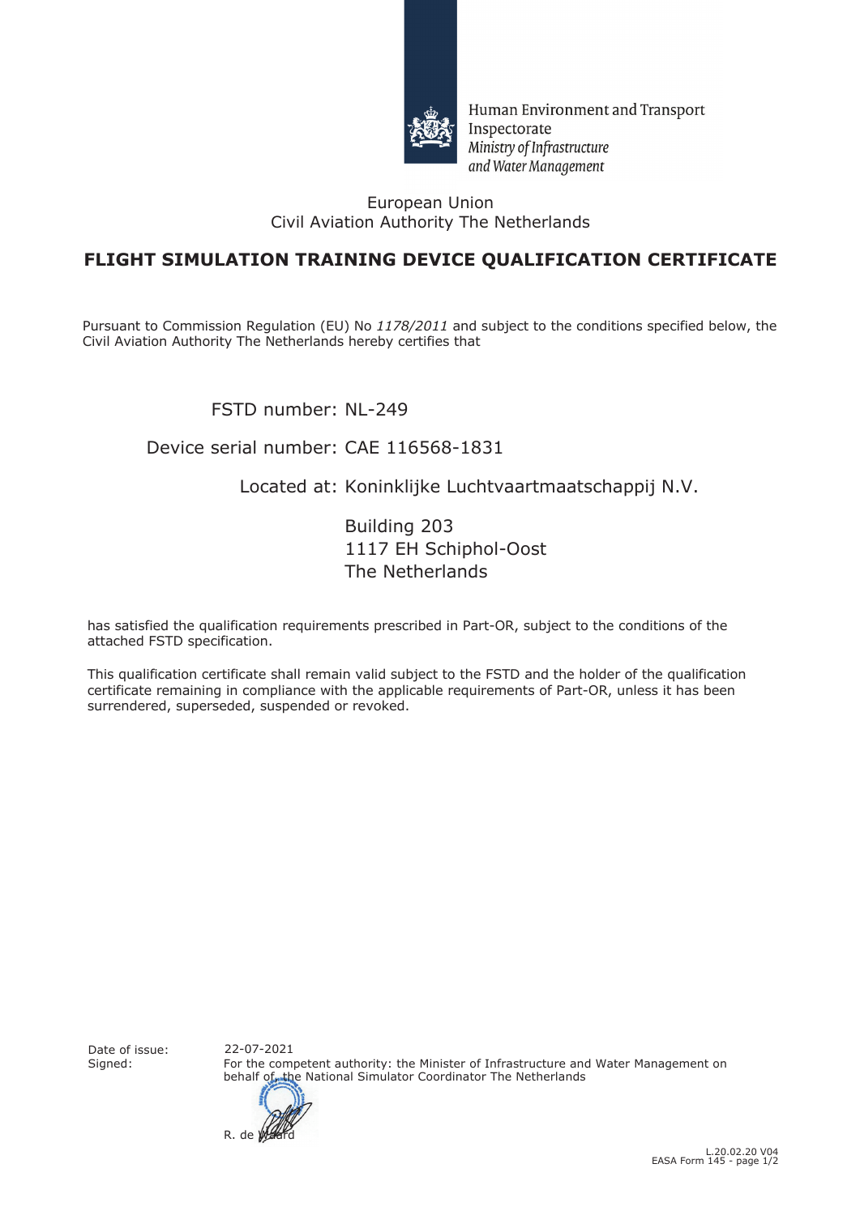Human Environment and Transport Inspectorate
*Ministry of Infrastructure and Water Management*

European Union
Civil Aviation Authority The Netherlands

# FLIGHT SIMULATION TRAINING DEVICE QUALIFICATION CERTIFICATE

Pursuant to Commission Regulation (EU) No *1178/2011* and subject to the conditions specified below, the Civil Aviation Authority The Netherlands hereby certifies that

FSTD number: NL-249

Device serial number: CAE 116568-1831

Located at: Koninklijke Luchtvaartmaatschappij N.V.

Building 203
1117 EH Schiphol-Oost
The Netherlands

has satisfied the qualification requirements prescribed in Part-OR, subject to the conditions of the attached FSTD specification.

This qualification certificate shall remain valid subject to the FSTD and the holder of the qualification certificate remaining in compliance with the applicable requirements of Part-OR, unless it has been surrendered, superseded, suspended or revoked.

Date of issue: 22-07-2021

Signed: For the competent authority: the Minister of Infrastructure and Water Management on behalf of, the National Simulator Coordinator The Netherlands

R. de Waard

L.20.02.20 V04
EASA Form 145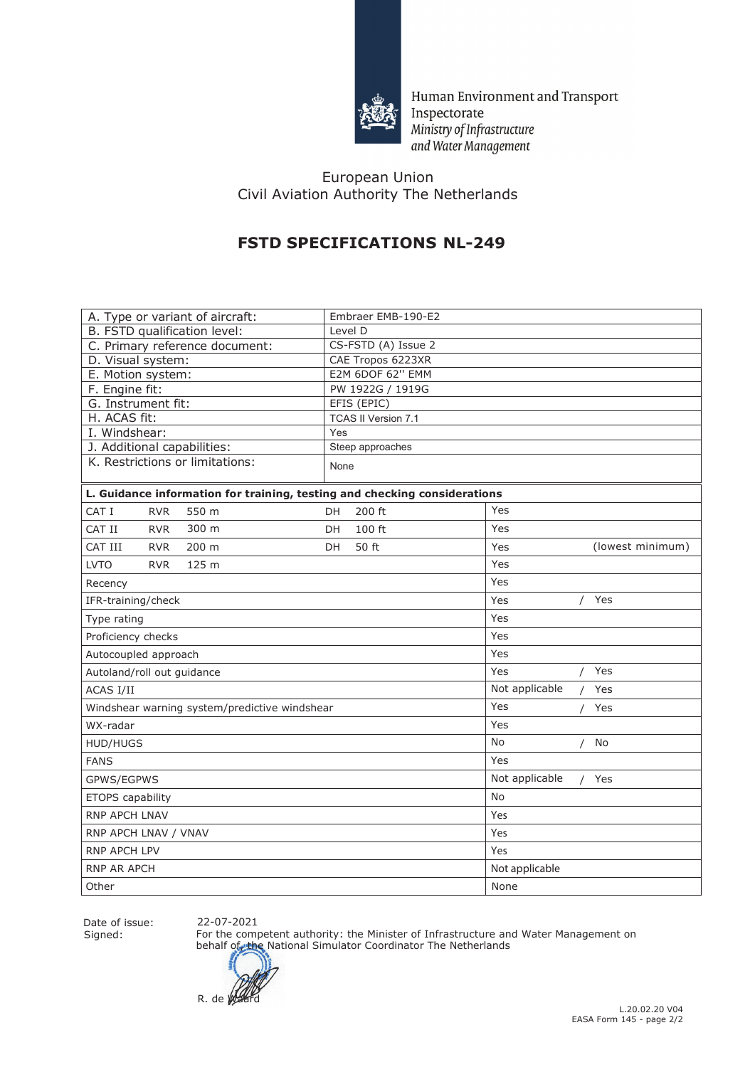Human Environment and Transport Inspectorate
*Ministry of Infrastructure and Water Management*

European Union
Civil Aviation Authority The Netherlands

# FSTD SPECIFICATIONS NL-249

| | |
|---|---|
| A. Type or variant of aircraft: | Embraer EMB-190-E2 |
| B. FSTD qualification level: | Level D |
| C. Primary reference document: | CS-FSTD (A) Issue 2 |
| D. Visual system: | CAE Tropos 6223XR |
| E. Motion system: | E2M 6DOF 62'' EMM |
| F. Engine fit: | PW 1922G / 1919G |
| G. Instrument fit: | EFIS (EPIC) |
| H. ACAS fit: | TCAS II Version 7.1 |
| I. Windshear: | Yes |
| J. Additional capabilities: | Steep approaches |
| K. Restrictions or limitations: | None |

**L. Guidance information for training, testing and checking considerations**

| | | | |
|---|---|---|---|
| CAT I RVR 550 m | DH 200 ft | Yes | |
| CAT II RVR 300 m | DH 100 ft | Yes | |
| CAT III RVR 200 m | DH 50 ft | Yes | (lowest minimum) |
| LVTO RVR 125 m | | Yes | |
| Recency | | Yes | |
| IFR-training/check | | Yes | / Yes |
| Type rating | | Yes | |
| Proficiency checks | | Yes | |
| Autocoupled approach | | Yes | |
| Autoland/roll out guidance | | Yes | / Yes |
| ACAS I/II | | Not applicable | / Yes |
| Windshear warning system/predictive windshear | | Yes | / Yes |
| WX-radar | | Yes | |
| HUD/HUGS | | No | / No |
| FANS | | Yes | |
| GPWS/EGPWS | | Not applicable | / Yes |
| ETOPS capability | | No | |
| RNP APCH LNAV | | Yes | |
| RNP APCH LNAV / VNAV | | Yes | |
| RNP APCH LPV | | Yes | |
| RNP AR APCH | | Not applicable | |
| Other | | None | |

Date of issue: 22-07-2021

Signed: For the competent authority: the Minister of Infrastructure and Water Management on behalf of the National Simulator Coordinator The Netherlands

R. de Waard

L.20.02.20 V04
EASA Form 145 - page 2/2